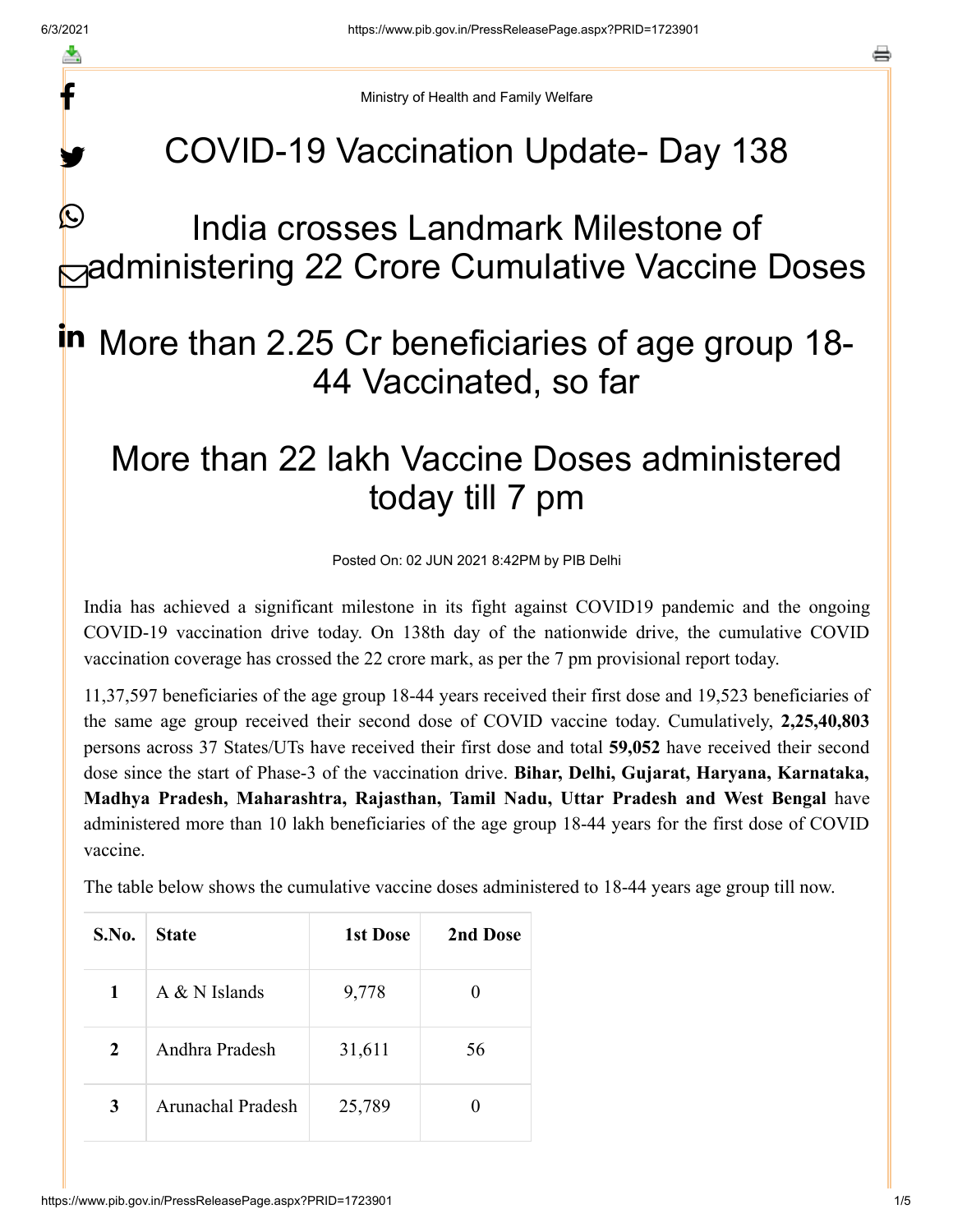Ministry of Health and Family Welfare

# COVID-19 Vaccination Update- Day 138

# India crosses Landmark Milestone of administering 22 Crore Cumulative Vaccine Doses

# More than 2.25 Cr beneficiaries of age group 18-44 Vaccinated, so far

# More than 22 lakh Vaccine Doses administered today till 7 pm

Posted On: 02 JUN 2021 8:42PM by PIB Delhi

India has achieved a significant milestone in its fight against COVID19 pandemic and the ongoing COVID-19 vaccination drive today. On 138th day of the nationwide drive, the cumulative COVID vaccination coverage has crossed the 22 crore mark, as per the 7 pm provisional report today.

11,37,597 beneficiaries of the age group 18-44 years received their first dose and 19,523 beneficiaries of the same age group received their second dose of COVID vaccine today. Cumulatively, **2,25,40,803** persons across 37 States/UTs have received their first dose and total **59,052** have received their second dose since the start of Phase-3 of the vaccination drive. **Bihar, Delhi, Gujarat, Haryana, Karnataka, Madhya Pradesh, Maharashtra, Rajasthan, Tamil Nadu, Uttar Pradesh and West Bengal** have administered more than 10 lakh beneficiaries of the age group 18-44 years for the first dose of COVID vaccine.

The table below shows the cumulative vaccine doses administered to 18-44 years age group till now.

| S.No. | State | 1st Dose | 2nd Dose |
|---|---|---|---|
| 1 | A & N Islands | 9,778 | 0 |
| 2 | Andhra Pradesh | 31,611 | 56 |
| 3 | Arunachal Pradesh | 25,789 | 0 |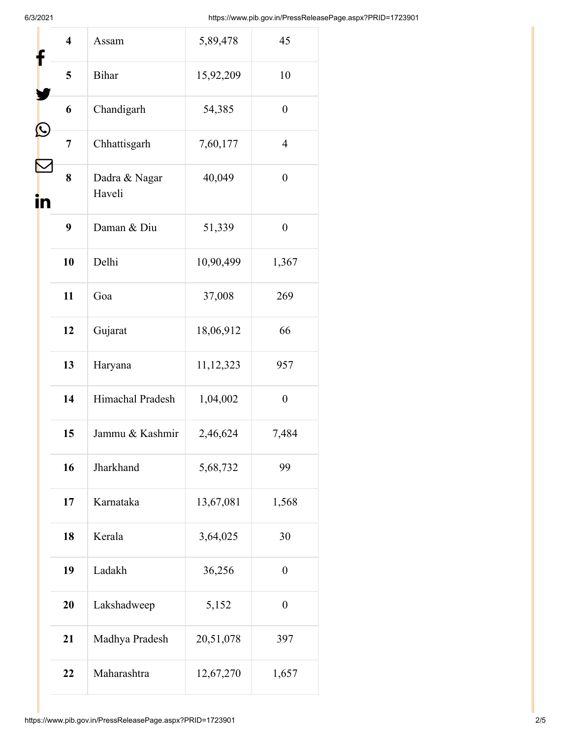| | | | |
|---|---|---|---|
| **4** | Assam | 5,89,478 | 45 |
| **5** | Bihar | 15,92,209 | 10 |
| **6** | Chandigarh | 54,385 | 0 |
| **7** | Chhattisgarh | 7,60,177 | 4 |
| **8** | Dadra & Nagar Haveli | 40,049 | 0 |
| **9** | Daman & Diu | 51,339 | 0 |
| **10** | Delhi | 10,90,499 | 1,367 |
| **11** | Goa | 37,008 | 269 |
| **12** | Gujarat | 18,06,912 | 66 |
| **13** | Haryana | 11,12,323 | 957 |
| **14** | Himachal Pradesh | 1,04,002 | 0 |
| **15** | Jammu & Kashmir | 2,46,624 | 7,484 |
| **16** | Jharkhand | 5,68,732 | 99 |
| **17** | Karnataka | 13,67,081 | 1,568 |
| **18** | Kerala | 3,64,025 | 30 |
| **19** | Ladakh | 36,256 | 0 |
| **20** | Lakshadweep | 5,152 | 0 |
| **21** | Madhya Pradesh | 20,51,078 | 397 |
| **22** | Maharashtra | 12,67,270 | 1,657 |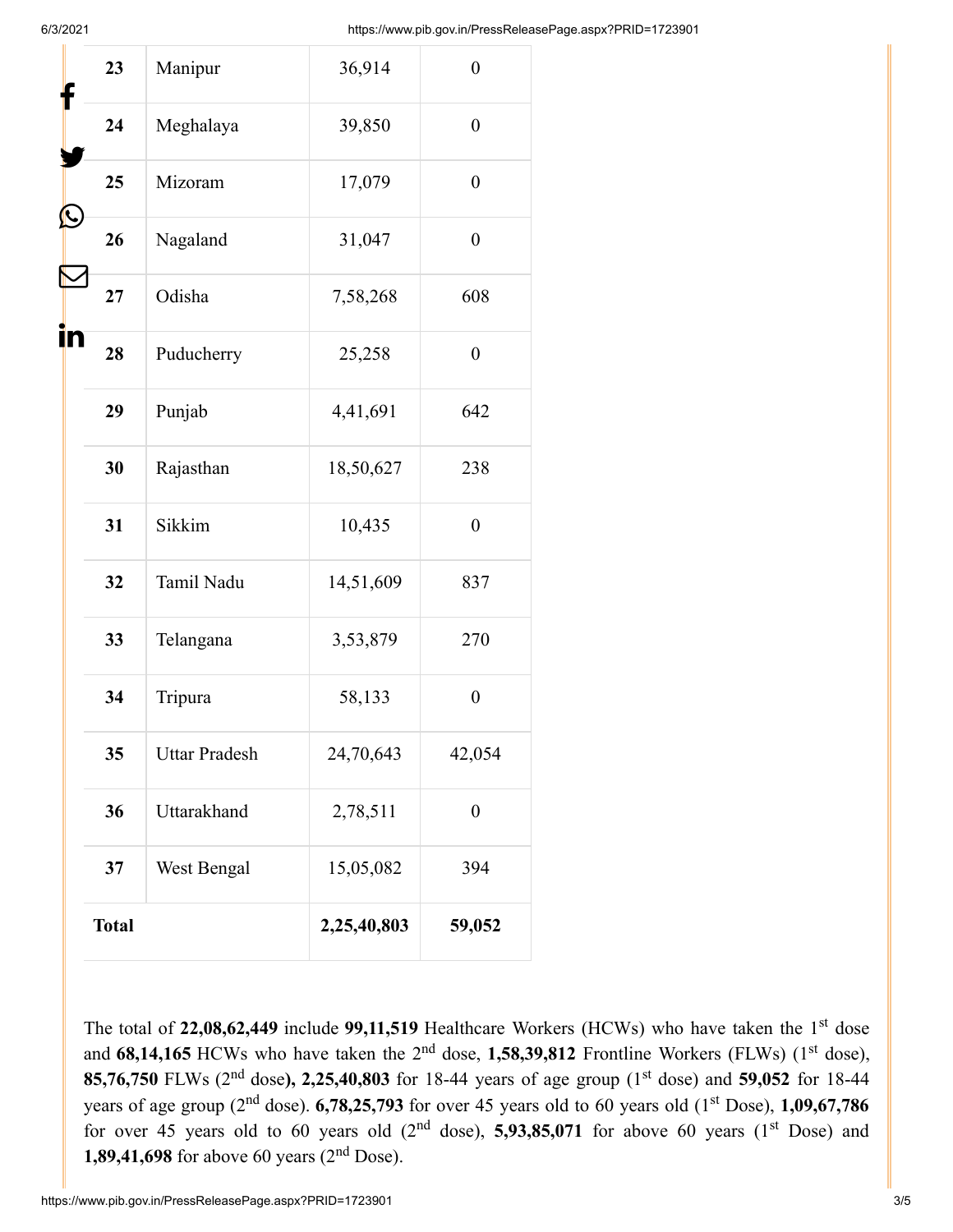| | | | |
|---|---|---|---|
| 23 | Manipur | 36,914 | 0 |
| 24 | Meghalaya | 39,850 | 0 |
| 25 | Mizoram | 17,079 | 0 |
| 26 | Nagaland | 31,047 | 0 |
| 27 | Odisha | 7,58,268 | 608 |
| 28 | Puducherry | 25,258 | 0 |
| 29 | Punjab | 4,41,691 | 642 |
| 30 | Rajasthan | 18,50,627 | 238 |
| 31 | Sikkim | 10,435 | 0 |
| 32 | Tamil Nadu | 14,51,609 | 837 |
| 33 | Telangana | 3,53,879 | 270 |
| 34 | Tripura | 58,133 | 0 |
| 35 | Uttar Pradesh | 24,70,643 | 42,054 |
| 36 | Uttarakhand | 2,78,511 | 0 |
| 37 | West Bengal | 15,05,082 | 394 |
| **Total** | | **2,25,40,803** | **59,052** |

The total of **22,08,62,449** include **99,11,519** Healthcare Workers (HCWs) who have taken the 1st dose and **68,14,165** HCWs who have taken the 2nd dose, **1,58,39,812** Frontline Workers (FLWs) (1st dose), **85,76,750** FLWs (2nd dose**), 2,25,40,803** for 18-44 years of age group (1st dose) and **59,052** for 18-44 years of age group (2nd dose). **6,78,25,793** for over 45 years old to 60 years old (1st Dose), **1,09,67,786** for over 45 years old to 60 years old (2nd dose), **5,93,85,071** for above 60 years (1st Dose) and **1,89,41,698** for above 60 years (2nd Dose).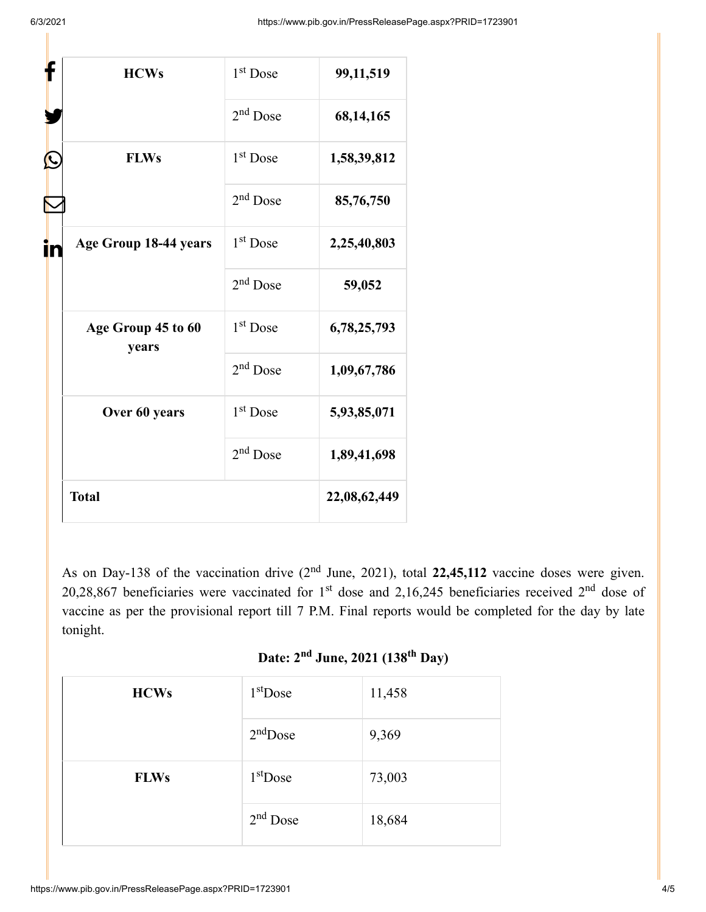| | | |
|---|---|---|
| **HCWs** | 1st Dose | **99,11,519** |
| | 2nd Dose | **68,14,165** |
| **FLWs** | 1st Dose | **1,58,39,812** |
| | 2nd Dose | **85,76,750** |
| **Age Group 18-44 years** | 1st Dose | **2,25,40,803** |
| | 2nd Dose | **59,052** |
| **Age Group 45 to 60 years** | 1st Dose | **6,78,25,793** |
| | 2nd Dose | **1,09,67,786** |
| **Over 60 years** | 1st Dose | **5,93,85,071** |
| | 2nd Dose | **1,89,41,698** |
| **Total** | | **22,08,62,449** |

As on Day-138 of the vaccination drive (2nd June, 2021), total **22,45,112** vaccine doses were given. 20,28,867 beneficiaries were vaccinated for 1st dose and 2,16,245 beneficiaries received 2nd dose of vaccine as per the provisional report till 7 P.M. Final reports would be completed for the day by late tonight.

**Date: 2nd June, 2021 (138th Day)**

| | | |
|---|---|---|
| **HCWs** | 1stDose | 11,458 |
| | 2ndDose | 9,369 |
| **FLWs** | 1stDose | 73,003 |
| | 2nd Dose | 18,684 |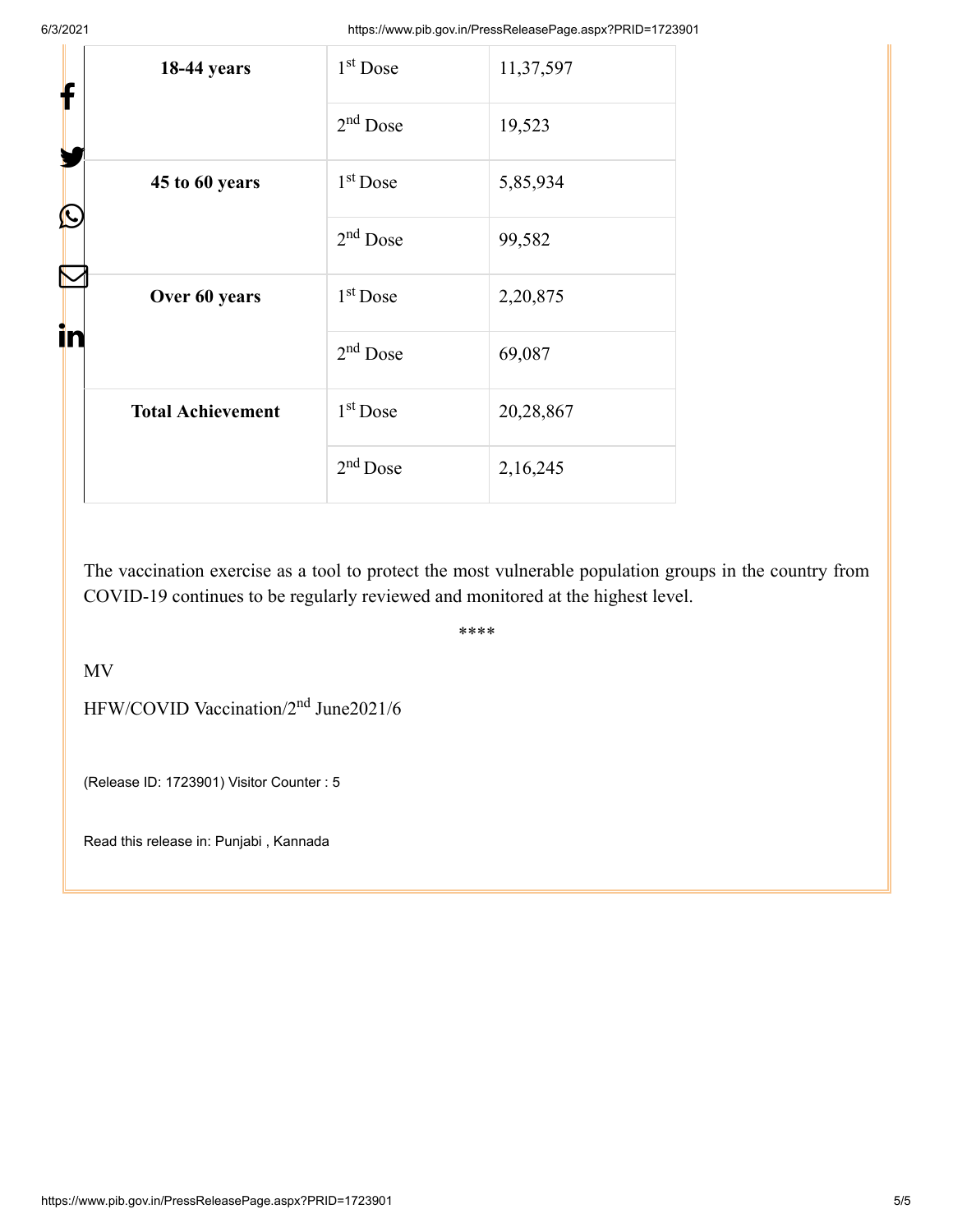| | | |
|---|---|---|
| **18-44 years** | 1st Dose | 11,37,597 |
| | 2nd Dose | 19,523 |
| **45 to 60 years** | 1st Dose | 5,85,934 |
| | 2nd Dose | 99,582 |
| **Over 60 years** | 1st Dose | 2,20,875 |
| | 2nd Dose | 69,087 |
| **Total Achievement** | 1st Dose | 20,28,867 |
| | 2nd Dose | 2,16,245 |

The vaccination exercise as a tool to protect the most vulnerable population groups in the country from COVID-19 continues to be regularly reviewed and monitored at the highest level.

****

MV

HFW/COVID Vaccination/2nd June2021/6

(Release ID: 1723901) Visitor Counter : 5

Read this release in: Punjabi , Kannada